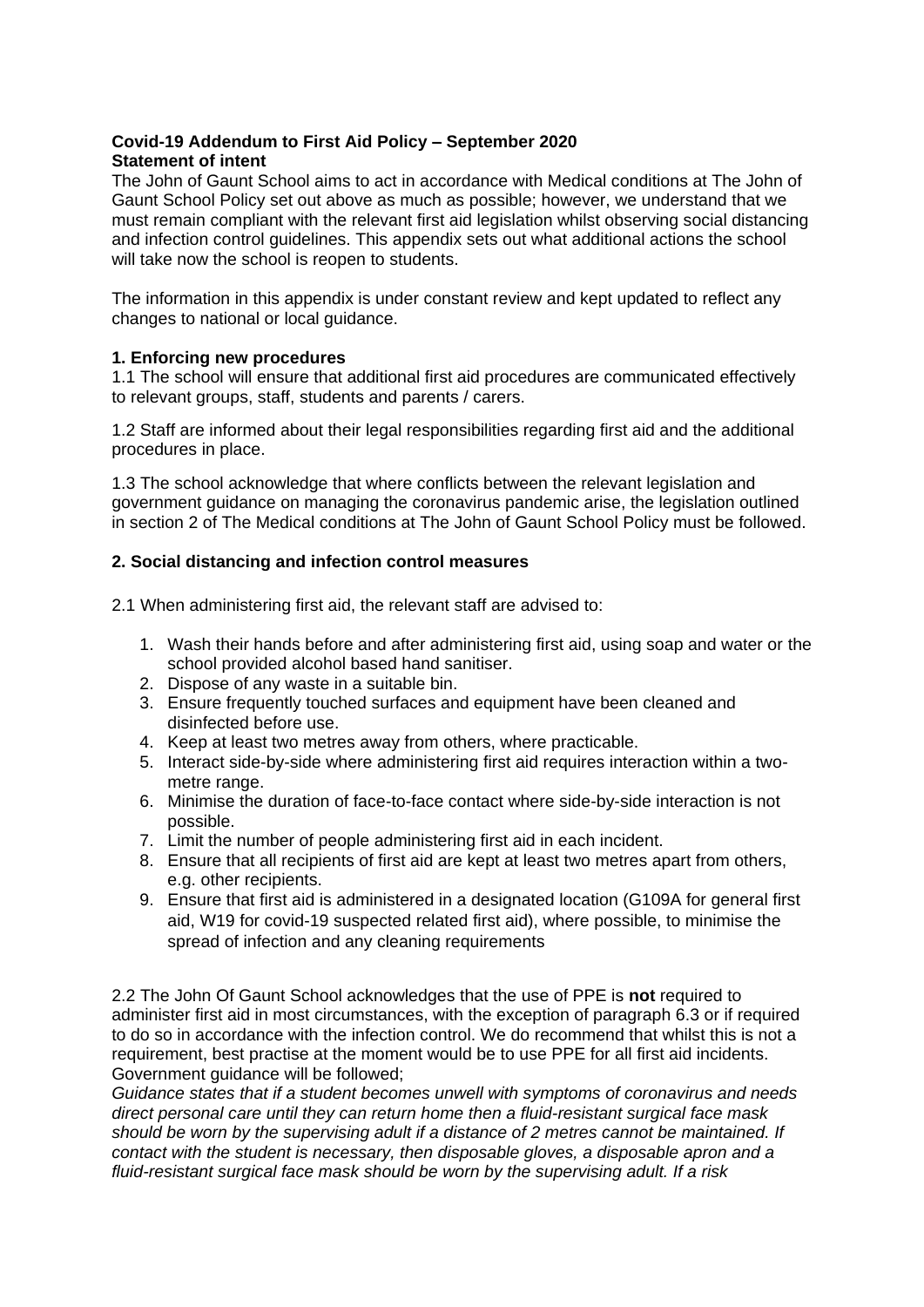**Covid-19 Addendum to First Aid Policy – September 2020**
**Statement of intent**

The John of Gaunt School aims to act in accordance with Medical conditions at The John of Gaunt School Policy set out above as much as possible; however, we understand that we must remain compliant with the relevant first aid legislation whilst observing social distancing and infection control guidelines. This appendix sets out what additional actions the school will take now the school is reopen to students.

The information in this appendix is under constant review and kept updated to reflect any changes to national or local guidance.

**1. Enforcing new procedures**

1.1 The school will ensure that additional first aid procedures are communicated effectively to relevant groups, staff, students and parents / carers.

1.2 Staff are informed about their legal responsibilities regarding first aid and the additional procedures in place.

1.3 The school acknowledge that where conflicts between the relevant legislation and government guidance on managing the coronavirus pandemic arise, the legislation outlined in section 2 of The Medical conditions at The John of Gaunt School Policy must be followed.

**2. Social distancing and infection control measures**

2.1 When administering first aid, the relevant staff are advised to:

1. Wash their hands before and after administering first aid, using soap and water or the school provided alcohol based hand sanitiser.
2. Dispose of any waste in a suitable bin.
3. Ensure frequently touched surfaces and equipment have been cleaned and disinfected before use.
4. Keep at least two metres away from others, where practicable.
5. Interact side-by-side where administering first aid requires interaction within a two-metre range.
6. Minimise the duration of face-to-face contact where side-by-side interaction is not possible.
7. Limit the number of people administering first aid in each incident.
8. Ensure that all recipients of first aid are kept at least two metres apart from others, e.g. other recipients.
9. Ensure that first aid is administered in a designated location (G109A for general first aid, W19 for covid-19 suspected related first aid), where possible, to minimise the spread of infection and any cleaning requirements

2.2 The John Of Gaunt School acknowledges that the use of PPE is **not** required to administer first aid in most circumstances, with the exception of paragraph 6.3 or if required to do so in accordance with the infection control. We do recommend that whilst this is not a requirement, best practise at the moment would be to use PPE for all first aid incidents. Government guidance will be followed;
*Guidance states that if a student becomes unwell with symptoms of coronavirus and needs direct personal care until they can return home then a fluid-resistant surgical face mask should be worn by the supervising adult if a distance of 2 metres cannot be maintained. If contact with the student is necessary, then disposable gloves, a disposable apron and a fluid-resistant surgical face mask should be worn by the supervising adult. If a risk*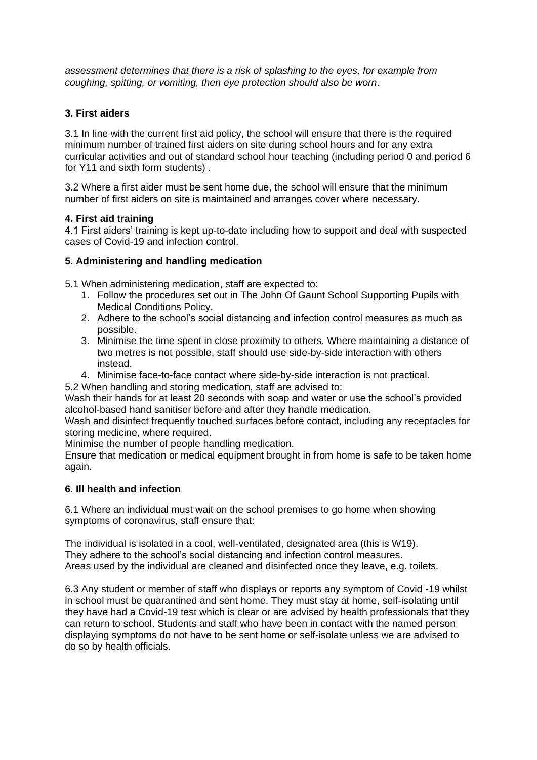*assessment determines that there is a risk of splashing to the eyes, for example from coughing, spitting, or vomiting, then eye protection should also be worn*.

**3. First aiders**

3.1 In line with the current first aid policy, the school will ensure that there is the required minimum number of trained first aiders on site during school hours and for any extra curricular activities and out of standard school hour teaching (including period 0 and period 6 for Y11 and sixth form students) .

3.2 Where a first aider must be sent home due, the school will ensure that the minimum number of first aiders on site is maintained and arranges cover where necessary.

**4. First aid training**

4.1 First aiders' training is kept up-to-date including how to support and deal with suspected cases of Covid-19 and infection control.

**5. Administering and handling medication**

5.1 When administering medication, staff are expected to:

1. Follow the procedures set out in The John Of Gaunt School Supporting Pupils with Medical Conditions Policy.
2. Adhere to the school's social distancing and infection control measures as much as possible.
3. Minimise the time spent in close proximity to others. Where maintaining a distance of two metres is not possible, staff should use side-by-side interaction with others instead.
4. Minimise face-to-face contact where side-by-side interaction is not practical.

5.2 When handling and storing medication, staff are advised to:

Wash their hands for at least 20 seconds with soap and water or use the school's provided alcohol-based hand sanitiser before and after they handle medication.

Wash and disinfect frequently touched surfaces before contact, including any receptacles for storing medicine, where required.

Minimise the number of people handling medication.

Ensure that medication or medical equipment brought in from home is safe to be taken home again.

**6. Ill health and infection**

6.1 Where an individual must wait on the school premises to go home when showing symptoms of coronavirus, staff ensure that:

The individual is isolated in a cool, well-ventilated, designated area (this is W19).

They adhere to the school's social distancing and infection control measures.

Areas used by the individual are cleaned and disinfected once they leave, e.g. toilets.

6.3 Any student or member of staff who displays or reports any symptom of Covid -19 whilst in school must be quarantined and sent home. They must stay at home, self-isolating until they have had a Covid-19 test which is clear or are advised by health professionals that they can return to school. Students and staff who have been in contact with the named person displaying symptoms do not have to be sent home or self-isolate unless we are advised to do so by health officials.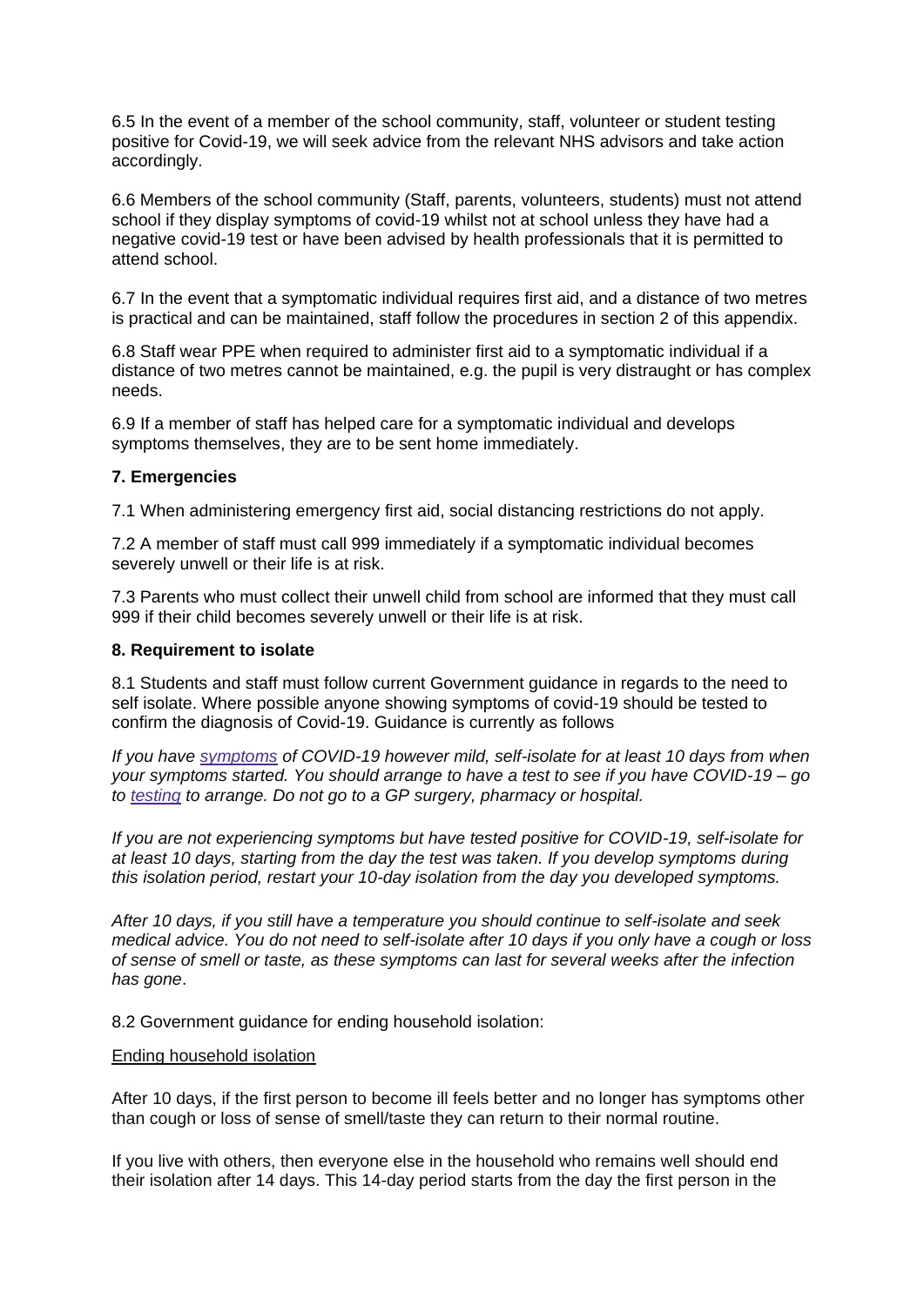6.5 In the event of a member of the school community, staff, volunteer or student testing positive for Covid-19, we will seek advice from the relevant NHS advisors and take action accordingly.

6.6 Members of the school community (Staff, parents, volunteers, students) must not attend school if they display symptoms of covid-19 whilst not at school unless they have had a negative covid-19 test or have been advised by health professionals that it is permitted to attend school.

6.7 In the event that a symptomatic individual requires first aid, and a distance of two metres is practical and can be maintained, staff follow the procedures in section 2 of this appendix.

6.8 Staff wear PPE when required to administer first aid to a symptomatic individual if a distance of two metres cannot be maintained, e.g. the pupil is very distraught or has complex needs.

6.9 If a member of staff has helped care for a symptomatic individual and develops symptoms themselves, they are to be sent home immediately.

**7. Emergencies**

7.1 When administering emergency first aid, social distancing restrictions do not apply.

7.2 A member of staff must call 999 immediately if a symptomatic individual becomes severely unwell or their life is at risk.

7.3 Parents who must collect their unwell child from school are informed that they must call 999 if their child becomes severely unwell or their life is at risk.

**8. Requirement to isolate**

8.1 Students and staff must follow current Government guidance in regards to the need to self isolate. Where possible anyone showing symptoms of covid-19 should be tested to confirm the diagnosis of Covid-19. Guidance is currently as follows

*If you have symptoms of COVID-19 however mild, self-isolate for at least 10 days from when your symptoms started. You should arrange to have a test to see if you have COVID-19 – go to testing to arrange. Do not go to a GP surgery, pharmacy or hospital.*

*If you are not experiencing symptoms but have tested positive for COVID-19, self-isolate for at least 10 days, starting from the day the test was taken. If you develop symptoms during this isolation period, restart your 10-day isolation from the day you developed symptoms.*

*After 10 days, if you still have a temperature you should continue to self-isolate and seek medical advice. You do not need to self-isolate after 10 days if you only have a cough or loss of sense of smell or taste, as these symptoms can last for several weeks after the infection has gone*.

8.2 Government guidance for ending household isolation:

Ending household isolation

After 10 days, if the first person to become ill feels better and no longer has symptoms other than cough or loss of sense of smell/taste they can return to their normal routine.

If you live with others, then everyone else in the household who remains well should end their isolation after 14 days. This 14-day period starts from the day the first person in the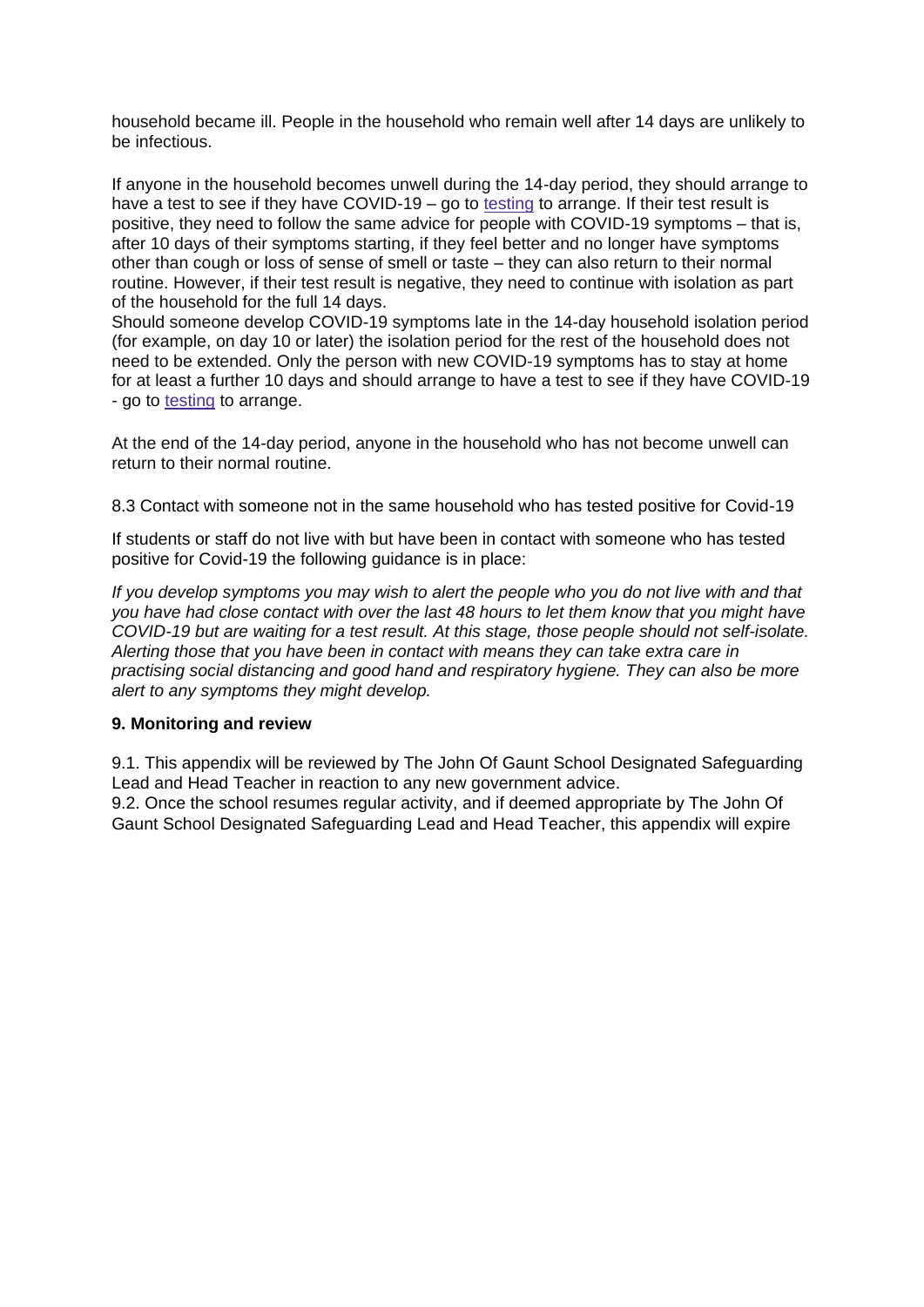household became ill. People in the household who remain well after 14 days are unlikely to be infectious.

If anyone in the household becomes unwell during the 14-day period, they should arrange to have a test to see if they have COVID-19 – go to testing to arrange. If their test result is positive, they need to follow the same advice for people with COVID-19 symptoms – that is, after 10 days of their symptoms starting, if they feel better and no longer have symptoms other than cough or loss of sense of smell or taste – they can also return to their normal routine. However, if their test result is negative, they need to continue with isolation as part of the household for the full 14 days.

Should someone develop COVID-19 symptoms late in the 14-day household isolation period (for example, on day 10 or later) the isolation period for the rest of the household does not need to be extended. Only the person with new COVID-19 symptoms has to stay at home for at least a further 10 days and should arrange to have a test to see if they have COVID-19 - go to testing to arrange.

At the end of the 14-day period, anyone in the household who has not become unwell can return to their normal routine.

8.3 Contact with someone not in the same household who has tested positive for Covid-19

If students or staff do not live with but have been in contact with someone who has tested positive for Covid-19 the following guidance is in place:

*If you develop symptoms you may wish to alert the people who you do not live with and that you have had close contact with over the last 48 hours to let them know that you might have COVID-19 but are waiting for a test result. At this stage, those people should not self-isolate. Alerting those that you have been in contact with means they can take extra care in practising social distancing and good hand and respiratory hygiene. They can also be more alert to any symptoms they might develop.*

**9. Monitoring and review**

9.1. This appendix will be reviewed by The John Of Gaunt School Designated Safeguarding Lead and Head Teacher in reaction to any new government advice.

9.2. Once the school resumes regular activity, and if deemed appropriate by The John Of Gaunt School Designated Safeguarding Lead and Head Teacher, this appendix will expire